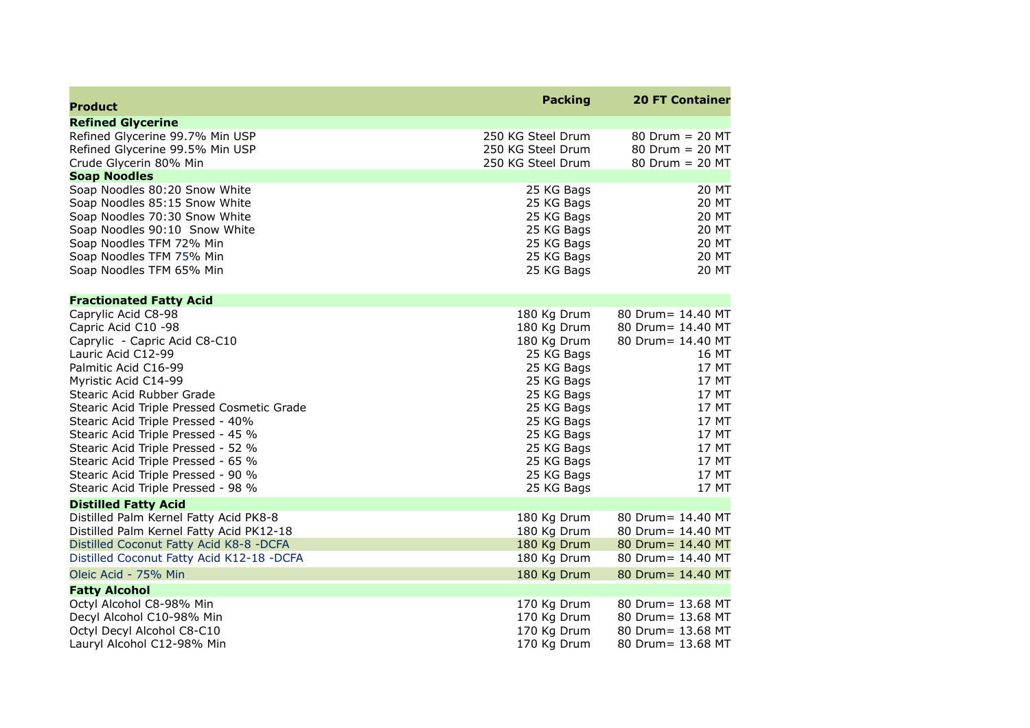| Product | Packing | 20 FT Container |
|---|---|---|
| **Refined Glycerine** | | |
| Refined Glycerine 99.7% Min USP | 250 KG Steel Drum | 80 Drum = 20 MT |
| Refined Glycerine 99.5% Min USP | 250 KG Steel Drum | 80 Drum = 20 MT |
| Crude Glycerin 80% Min | 250 KG Steel Drum | 80 Drum = 20 MT |
| **Soap Noodles** | | |
| Soap Noodles 80:20 Snow White | 25 KG Bags | 20 MT |
| Soap Noodles 85:15 Snow White | 25 KG Bags | 20 MT |
| Soap Noodles 70:30 Snow White | 25 KG Bags | 20 MT |
| Soap Noodles 90:10 Snow White | 25 KG Bags | 20 MT |
| Soap Noodles TFM 72% Min | 25 KG Bags | 20 MT |
| Soap Noodles TFM 75% Min | 25 KG Bags | 20 MT |
| Soap Noodles TFM 65% Min | 25 KG Bags | 20 MT |
| **Fractionated Fatty Acid** | | |
| Caprylic Acid C8-98 | 180 Kg Drum | 80 Drum= 14.40 MT |
| Capric Acid C10 -98 | 180 Kg Drum | 80 Drum= 14.40 MT |
| Caprylic - Capric Acid C8-C10 | 180 Kg Drum | 80 Drum= 14.40 MT |
| Lauric Acid C12-99 | 25 KG Bags | 16 MT |
| Palmitic Acid C16-99 | 25 KG Bags | 17 MT |
| Myristic Acid C14-99 | 25 KG Bags | 17 MT |
| Stearic Acid Rubber Grade | 25 KG Bags | 17 MT |
| Stearic Acid Triple Pressed Cosmetic Grade | 25 KG Bags | 17 MT |
| Stearic Acid Triple Pressed - 40% | 25 KG Bags | 17 MT |
| Stearic Acid Triple Pressed - 45 % | 25 KG Bags | 17 MT |
| Stearic Acid Triple Pressed - 52 % | 25 KG Bags | 17 MT |
| Stearic Acid Triple Pressed - 65 % | 25 KG Bags | 17 MT |
| Stearic Acid Triple Pressed - 90 % | 25 KG Bags | 17 MT |
| Stearic Acid Triple Pressed - 98 % | 25 KG Bags | 17 MT |
| **Distilled Fatty Acid** | | |
| Distilled Palm Kernel Fatty Acid PK8-8 | 180 Kg Drum | 80 Drum= 14.40 MT |
| Distilled Palm Kernel Fatty Acid PK12-18 | 180 Kg Drum | 80 Drum= 14.40 MT |
| Distilled Coconut Fatty Acid K8-8 -DCFA | 180 Kg Drum | 80 Drum= 14.40 MT |
| Distilled Coconut Fatty Acid K12-18 -DCFA | 180 Kg Drum | 80 Drum= 14.40 MT |
| Oleic Acid - 75% Min | 180 Kg Drum | 80 Drum= 14.40 MT |
| **Fatty Alcohol** | | |
| Octyl Alcohol C8-98% Min | 170 Kg Drum | 80 Drum= 13.68 MT |
| Decyl Alcohol C10-98% Min | 170 Kg Drum | 80 Drum= 13.68 MT |
| Octyl Decyl Alcohol C8-C10 | 170 Kg Drum | 80 Drum= 13.68 MT |
| Lauryl Alcohol C12-98% Min | 170 Kg Drum | 80 Drum= 13.68 MT |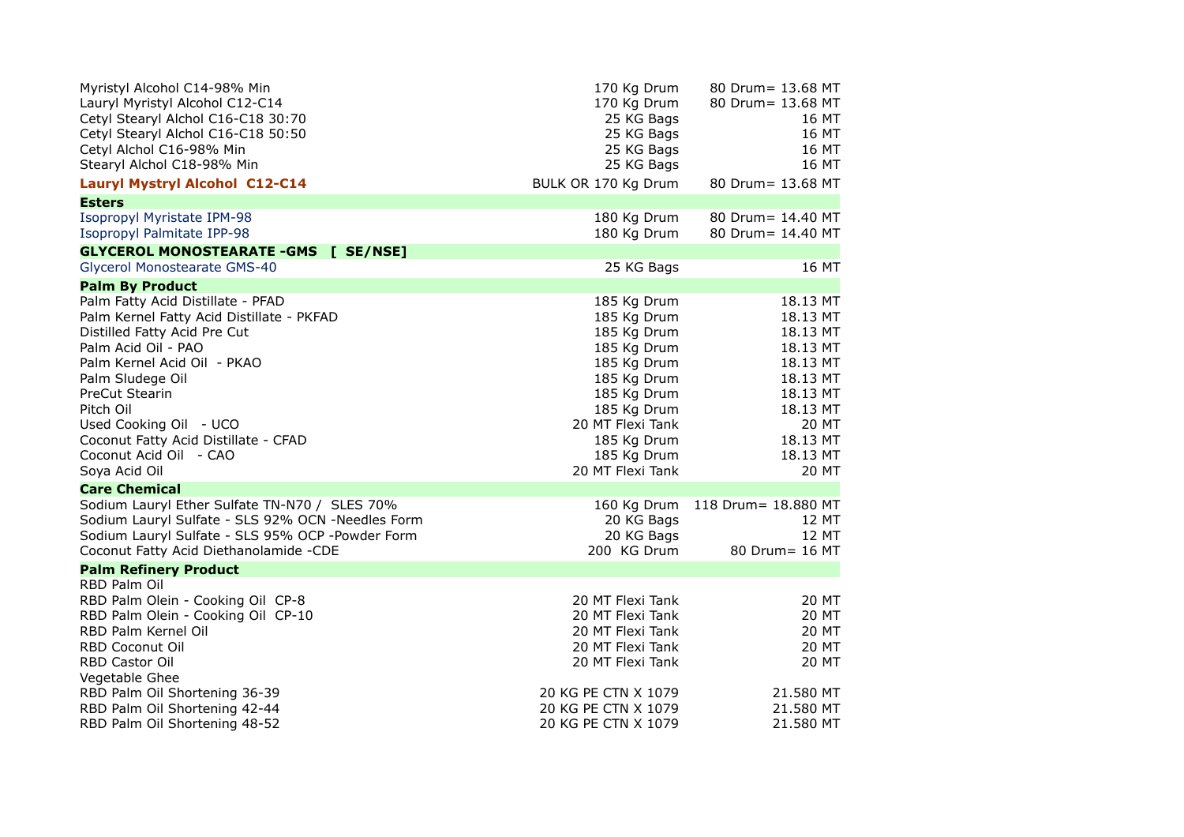| | | |
|---|---|---|
| Myristyl Alcohol C14-98% Min | 170 Kg Drum | 80 Drum= 13.68 MT |
| Lauryl Myristyl Alcohol C12-C14 | 170 Kg Drum | 80 Drum= 13.68 MT |
| Cetyl Stearyl Alchol C16-C18 30:70 | 25 KG Bags | 16 MT |
| Cetyl Stearyl Alchol C16-C18 50:50 | 25 KG Bags | 16 MT |
| Cetyl Alchol C16-98% Min | 25 KG Bags | 16 MT |
| Stearyl Alchol C18-98% Min | 25 KG Bags | 16 MT |
| **Lauryl Mystryl Alcohol C12-C14** | BULK OR 170 Kg Drum | 80 Drum= 13.68 MT |
| **Esters** | | |
| Isopropyl Myristate IPM-98 | 180 Kg Drum | 80 Drum= 14.40 MT |
| Isopropyl Palmitate IPP-98 | 180 Kg Drum | 80 Drum= 14.40 MT |
| **GLYCEROL MONOSTEARATE -GMS [ SE/NSE]** | | |
| Glycerol Monostearate GMS-40 | 25 KG Bags | 16 MT |
| **Palm By Product** | | |
| Palm Fatty Acid Distillate - PFAD | 185 Kg Drum | 18.13 MT |
| Palm Kernel Fatty Acid Distillate - PKFAD | 185 Kg Drum | 18.13 MT |
| Distilled Fatty Acid Pre Cut | 185 Kg Drum | 18.13 MT |
| Palm Acid Oil - PAO | 185 Kg Drum | 18.13 MT |
| Palm Kernel Acid Oil - PKAO | 185 Kg Drum | 18.13 MT |
| Palm Sludege Oil | 185 Kg Drum | 18.13 MT |
| PreCut Stearin | 185 Kg Drum | 18.13 MT |
| Pitch Oil | 185 Kg Drum | 18.13 MT |
| Used Cooking Oil - UCO | 20 MT Flexi Tank | 20 MT |
| Coconut Fatty Acid Distillate - CFAD | 185 Kg Drum | 18.13 MT |
| Coconut Acid Oil - CAO | 185 Kg Drum | 18.13 MT |
| Soya Acid Oil | 20 MT Flexi Tank | 20 MT |
| **Care Chemical** | | |
| Sodium Lauryl Ether Sulfate TN-N70 / SLES 70% | 160 Kg Drum | 118 Drum= 18.880 MT |
| Sodium Lauryl Sulfate - SLS 92% OCN -Needles Form | 20 KG Bags | 12 MT |
| Sodium Lauryl Sulfate - SLS 95% OCP -Powder Form | 20 KG Bags | 12 MT |
| Coconut Fatty Acid Diethanolamide -CDE | 200 KG Drum | 80 Drum= 16 MT |
| **Palm Refinery Product** | | |
| RBD Palm Oil | | |
| RBD Palm Olein - Cooking Oil CP-8 | 20 MT Flexi Tank | 20 MT |
| RBD Palm Olein - Cooking Oil CP-10 | 20 MT Flexi Tank | 20 MT |
| RBD Palm Kernel Oil | 20 MT Flexi Tank | 20 MT |
| RBD Coconut Oil | 20 MT Flexi Tank | 20 MT |
| RBD Castor Oil | 20 MT Flexi Tank | 20 MT |
| Vegetable Ghee | | |
| RBD Palm Oil Shortening 36-39 | 20 KG PE CTN X 1079 | 21.580 MT |
| RBD Palm Oil Shortening 42-44 | 20 KG PE CTN X 1079 | 21.580 MT |
| RBD Palm Oil Shortening 48-52 | 20 KG PE CTN X 1079 | 21.580 MT |